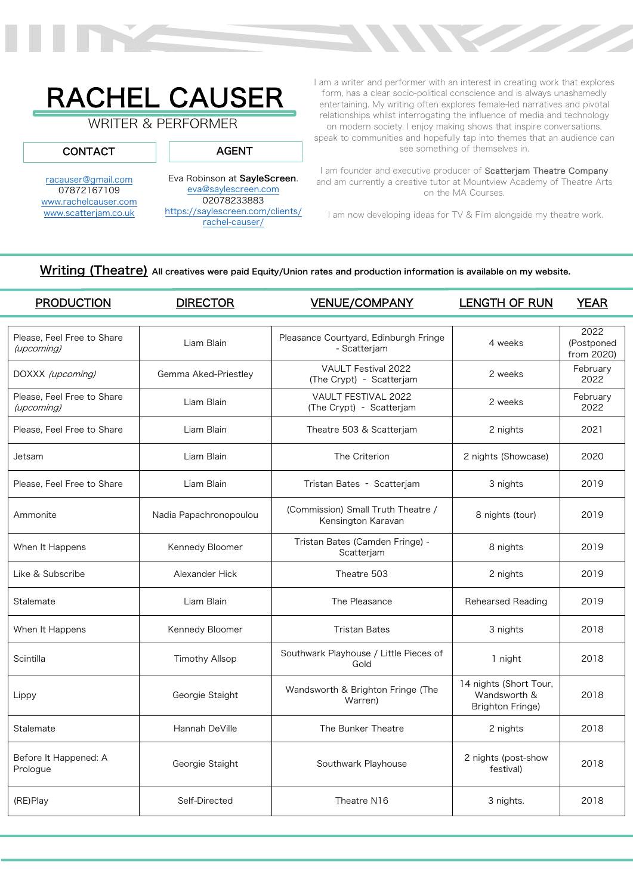# RACHEL CAUSER

WRITER & PERFORMER

**CONTACT**

[racauser@gmail.com](mailto:racauser@gmail.com)
07872167109
[www.rachelcauser.com](http://www.rachelcauser.com)
[www.scatterjam.co.uk](http://www.scatterjam.co.uk)

**AGENT**

Eva Robinson at **SayleScreen**.
[eva@saylescreen.com](mailto:eva@saylescreen.com)
02078233883
[https://saylescreen.com/clients/rachel-causer/](https://saylescreen.com/clients/rachel-causer/)

I am a writer and performer with an interest in creating work that explores form, has a clear socio-political conscience and is always unashamedly entertaining. My writing often explores female-led narratives and pivotal relationships whilst interrogating the influence of media and technology on modern society. I enjoy making shows that inspire conversations, speak to communities and hopefully tap into themes that an audience can see something of themselves in.

I am founder and executive producer of Scatterjam Theatre Company and am currently a creative tutor at Mountview Academy of Theatre Arts on the MA Courses.

I am now developing ideas for TV & Film alongside my theatre work.

## Writing (Theatre)

**All creatives were paid Equity/Union rates and production information is available on my website.**

| PRODUCTION | DIRECTOR | VENUE/COMPANY | LENGTH OF RUN | YEAR |
|---|---|---|---|---|
| Please, Feel Free to Share *(upcoming)* | Liam Blain | Pleasance Courtyard, Edinburgh Fringe - Scatterjam | 4 weeks | 2022 (Postponed from 2020) |
| DOXXX *(upcoming)* | Gemma Aked-Priestley | VAULT Festival 2022 (The Crypt) - Scatterjam | 2 weeks | February 2022 |
| Please, Feel Free to Share *(upcoming)* | Liam Blain | VAULT FESTIVAL 2022 (The Crypt) - Scatterjam | 2 weeks | February 2022 |
| Please, Feel Free to Share | Liam Blain | Theatre 503 & Scatterjam | 2 nights | 2021 |
| Jetsam | Liam Blain | The Criterion | 2 nights (Showcase) | 2020 |
| Please, Feel Free to Share | Liam Blain | Tristan Bates - Scatterjam | 3 nights | 2019 |
| Ammonite | Nadia Papachronopoulou | (Commission) Small Truth Theatre / Kensington Karavan | 8 nights (tour) | 2019 |
| When It Happens | Kennedy Bloomer | Tristan Bates (Camden Fringe) - Scatterjam | 8 nights | 2019 |
| Like & Subscribe | Alexander Hick | Theatre 503 | 2 nights | 2019 |
| Stalemate | Liam Blain | The Pleasance | Rehearsed Reading | 2019 |
| When It Happens | Kennedy Bloomer | Tristan Bates | 3 nights | 2018 |
| Scintilla | Timothy Allsop | Southwark Playhouse / Little Pieces of Gold | 1 night | 2018 |
| Lippy | Georgie Staight | Wandsworth & Brighton Fringe (The Warren) | 14 nights (Short Tour, Wandsworth & Brighton Fringe) | 2018 |
| Stalemate | Hannah DeVille | The Bunker Theatre | 2 nights | 2018 |
| Before It Happened: A Prologue | Georgie Staight | Southwark Playhouse | 2 nights (post-show festival) | 2018 |
| (RE)Play | Self-Directed | Theatre N16 | 3 nights. | 2018 |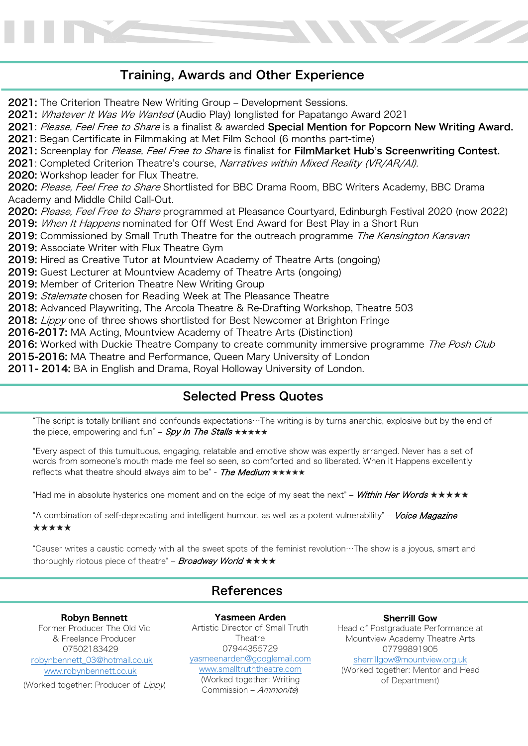## Training, Awards and Other Experience

**2021:** The Criterion Theatre New Writing Group – Development Sessions.
**2021:** *Whatever It Was We Wanted* (Audio Play) longlisted for Papatango Award 2021
**2021**: *Please, Feel Free to Share* is a finalist & awarded **Special Mention for Popcorn New Writing Award.**
**2021**: Began Certificate in Filmmaking at Met Film School (6 months part-time)
**2021:** Screenplay for *Please, Feel Free to Share* is finalist for **FilmMarket Hub's Screenwriting Contest.**
**2021**: Completed Criterion Theatre's course, *Narratives within Mixed Reality (VR/AR/AI).*
**2020:** Workshop leader for Flux Theatre.
**2020:** *Please, Feel Free to Share* Shortlisted for BBC Drama Room, BBC Writers Academy, BBC Drama Academy and Middle Child Call-Out.
**2020:** *Please, Feel Free to Share* programmed at Pleasance Courtyard, Edinburgh Festival 2020 (now 2022)
**2019:** *When It Happens* nominated for Off West End Award for Best Play in a Short Run
**2019:** Commissioned by Small Truth Theatre for the outreach programme *The Kensington Karavan*
**2019:** Associate Writer with Flux Theatre Gym
**2019:** Hired as Creative Tutor at Mountview Academy of Theatre Arts (ongoing)
**2019:** Guest Lecturer at Mountview Academy of Theatre Arts (ongoing)
**2019:** Member of Criterion Theatre New Writing Group
**2019:** *Stalemate* chosen for Reading Week at The Pleasance Theatre
**2018:** Advanced Playwriting, The Arcola Theatre & Re-Drafting Workshop, Theatre 503
**2018:** *Lippy* one of three shows shortlisted for Best Newcomer at Brighton Fringe
**2016-2017:** MA Acting, Mountview Academy of Theatre Arts (Distinction)
**2016:** Worked with Duckie Theatre Company to create community immersive programme *The Posh Club*
**2015-2016:** MA Theatre and Performance, Queen Mary University of London
**2011- 2014:** BA in English and Drama, Royal Holloway University of London.

## Selected Press Quotes

"The script is totally brilliant and confounds expectations…The writing is by turns anarchic, explosive but by the end of the piece, empowering and fun" – *Spy In The Stalls* ★★★★★

"Every aspect of this tumultuous, engaging, relatable and emotive show was expertly arranged. Never has a set of words from someone's mouth made me feel so seen, so comforted and so liberated. When it Happens excellently reflects what theatre should always aim to be" - *The Medium* ★★★★★

"Had me in absolute hysterics one moment and on the edge of my seat the next" – *Within Her Words* ★★★★★

"A combination of self-deprecating and intelligent humour, as well as a potent vulnerability" – *Voice Magazine* ★★★★★

"Causer writes a caustic comedy with all the sweet spots of the feminist revolution…The show is a joyous, smart and thoroughly riotous piece of theatre" – *Broadway World* ★★★★

## References

**Robyn Bennett**
Former Producer The Old Vic & Freelance Producer
07502183429
robynbennett_03@hotmail.co.uk
www.robynbennett.co.uk
(Worked together: Producer of *Lippy*)

**Yasmeen Arden**
Artistic Director of Small Truth Theatre
07944355729
yasmeenarden@googlemail.com
www.smalltruththeatre.com
(Worked together: Writing Commission – *Ammonite*)

**Sherrill Gow**
Head of Postgraduate Performance at Mountview Academy Theatre Arts
07799891905
sherrillgow@mountview.org.uk
(Worked together: Mentor and Head of Department)